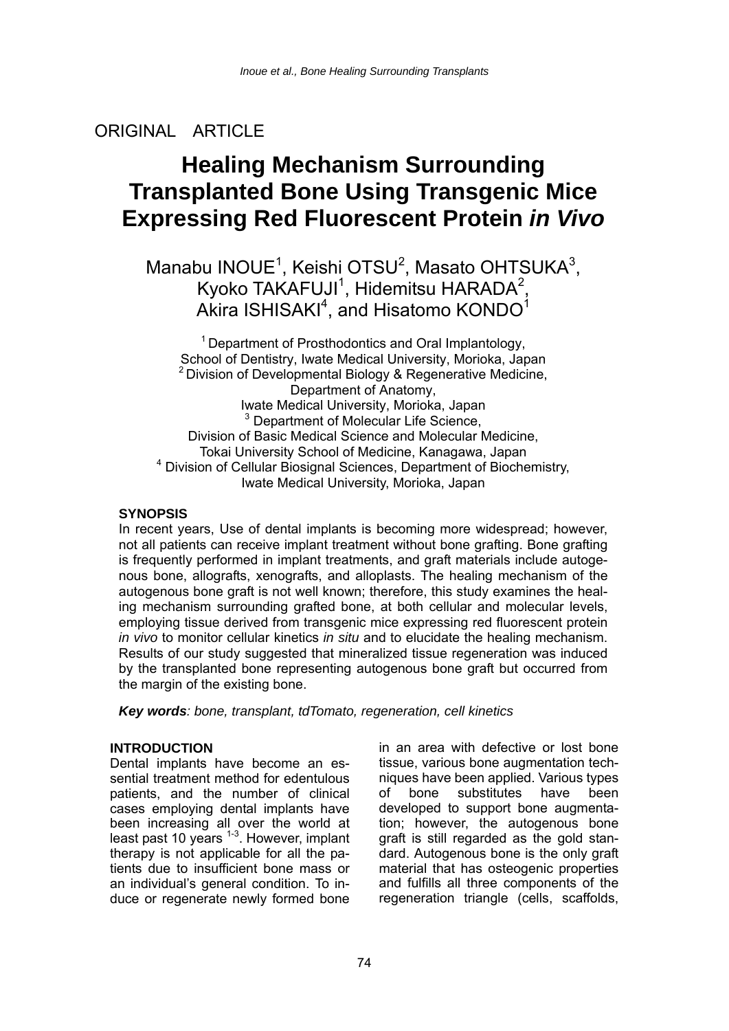ORIGINAL ARTICLE

# Healing Mechanism Surrounding Transplanted Bone Using Transgenic Mice Expressing Red Fluorescent Protein *in Vivo*

Manabu INOUE[1], Keishi OTSU[2], Masato OHTSUKA[3], Kyoko TAKAFUJI[1], Hidemitsu HARADA[2], Akira ISHISAKI[4], and Hisatomo KONDO[1]

[1] Department of Prosthodontics and Oral Implantology, School of Dentistry, Iwate Medical University, Morioka, Japan
[2] Division of Developmental Biology & Regenerative Medicine, Department of Anatomy, Iwate Medical University, Morioka, Japan
[3] Department of Molecular Life Science, Division of Basic Medical Science and Molecular Medicine, Tokai University School of Medicine, Kanagawa, Japan
[4] Division of Cellular Biosignal Sciences, Department of Biochemistry, Iwate Medical University, Morioka, Japan

**SYNOPSIS**

In recent years, Use of dental implants is becoming more widespread; however, not all patients can receive implant treatment without bone grafting. Bone grafting is frequently performed in implant treatments, and graft materials include autogenous bone, allografts, xenografts, and alloplasts. The healing mechanism of the autogenous bone graft is not well known; therefore, this study examines the healing mechanism surrounding grafted bone, at both cellular and molecular levels, employing tissue derived from transgenic mice expressing red fluorescent protein *in vivo* to monitor cellular kinetics *in situ* and to elucidate the healing mechanism. Results of our study suggested that mineralized tissue regeneration was induced by the transplanted bone representing autogenous bone graft but occurred from the margin of the existing bone.

***Key words**: bone, transplant, tdTomato, regeneration, cell kinetics*

**INTRODUCTION**

Dental implants have become an essential treatment method for edentulous patients, and the number of clinical cases employing dental implants have been increasing all over the world at least past 10 years [1-3]. However, implant therapy is not applicable for all the patients due to insufficient bone mass or an individual's general condition. To induce or regenerate newly formed bone in an area with defective or lost bone tissue, various bone augmentation techniques have been applied. Various types of bone substitutes have been developed to support bone augmentation; however, the autogenous bone graft is still regarded as the gold standard. Autogenous bone is the only graft material that has osteogenic properties and fulfills all three components of the regeneration triangle (cells, scaffolds,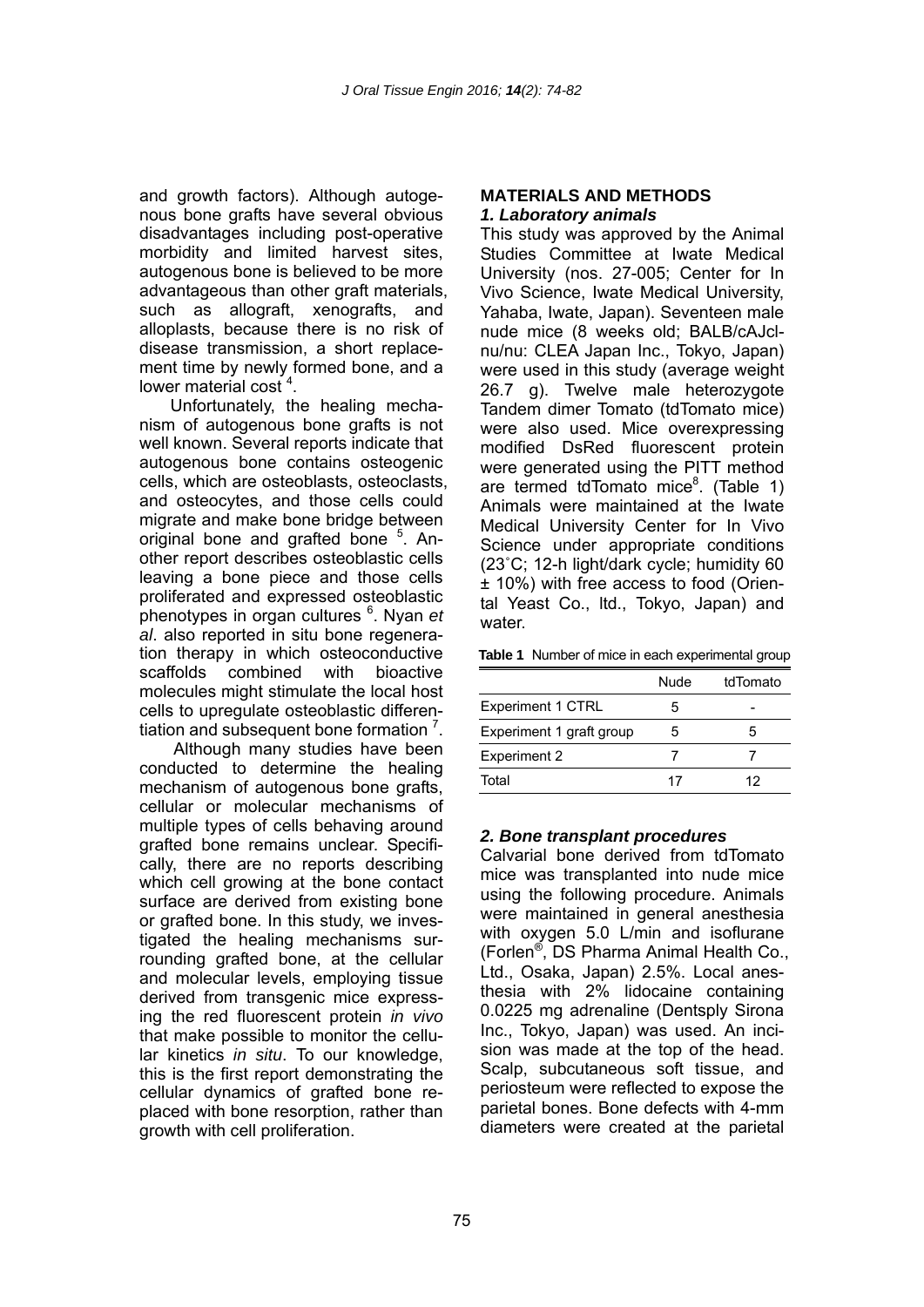and growth factors). Although autogenous bone grafts have several obvious disadvantages including post-operative morbidity and limited harvest sites, autogenous bone is believed to be more advantageous than other graft materials, such as allograft, xenografts, and alloplasts, because there is no risk of disease transmission, a short replacement time by newly formed bone, and a lower material cost [4].

Unfortunately, the healing mechanism of autogenous bone grafts is not well known. Several reports indicate that autogenous bone contains osteogenic cells, which are osteoblasts, osteoclasts, and osteocytes, and those cells could migrate and make bone bridge between original bone and grafted bone [5]. Another report describes osteoblastic cells leaving a bone piece and those cells proliferated and expressed osteoblastic phenotypes in organ cultures [6]. Nyan *et al*. also reported in situ bone regeneration therapy in which osteoconductive scaffolds combined with bioactive molecules might stimulate the local host cells to upregulate osteoblastic differentiation and subsequent bone formation [7].

Although many studies have been conducted to determine the healing mechanism of autogenous bone grafts, cellular or molecular mechanisms of multiple types of cells behaving around grafted bone remains unclear. Specifically, there are no reports describing which cell growing at the bone contact surface are derived from existing bone or grafted bone. In this study, we investigated the healing mechanisms surrounding grafted bone, at the cellular and molecular levels, employing tissue derived from transgenic mice expressing the red fluorescent protein *in vivo* that make possible to monitor the cellular kinetics *in situ*. To our knowledge, this is the first report demonstrating the cellular dynamics of grafted bone replaced with bone resorption, rather than growth with cell proliferation.

## MATERIALS AND METHODS

### *1. Laboratory animals*

This study was approved by the Animal Studies Committee at Iwate Medical University (nos. 27-005; Center for In Vivo Science, Iwate Medical University, Yahaba, Iwate, Japan). Seventeen male nude mice (8 weeks old; BALB/cAJcl-nu/nu: CLEA Japan Inc., Tokyo, Japan) were used in this study (average weight 26.7 g). Twelve male heterozygote Tandem dimer Tomato (tdTomato mice) were also used. Mice overexpressing modified DsRed fluorescent protein were generated using the PITT method are termed tdTomato mice[8]. (Table 1) Animals were maintained at the Iwate Medical University Center for In Vivo Science under appropriate conditions (23˚C; 12-h light/dark cycle; humidity 60 ± 10%) with free access to food (Oriental Yeast Co., ltd., Tokyo, Japan) and water.

**Table 1** Number of mice in each experimental group

| | Nude | tdTomato |
|---|---|---|
| Experiment 1 CTRL | 5 | - |
| Experiment 1 graft group | 5 | 5 |
| Experiment 2 | 7 | 7 |
| Total | 17 | 12 |

### *2. Bone transplant procedures*

Calvarial bone derived from tdTomato mice was transplanted into nude mice using the following procedure. Animals were maintained in general anesthesia with oxygen 5.0 L/min and isoflurane (Forlen®, DS Pharma Animal Health Co., Ltd., Osaka, Japan) 2.5%. Local anesthesia with 2% lidocaine containing 0.0225 mg adrenaline (Dentsply Sirona Inc., Tokyo, Japan) was used. An incision was made at the top of the head. Scalp, subcutaneous soft tissue, and periosteum were reflected to expose the parietal bones. Bone defects with 4-mm diameters were created at the parietal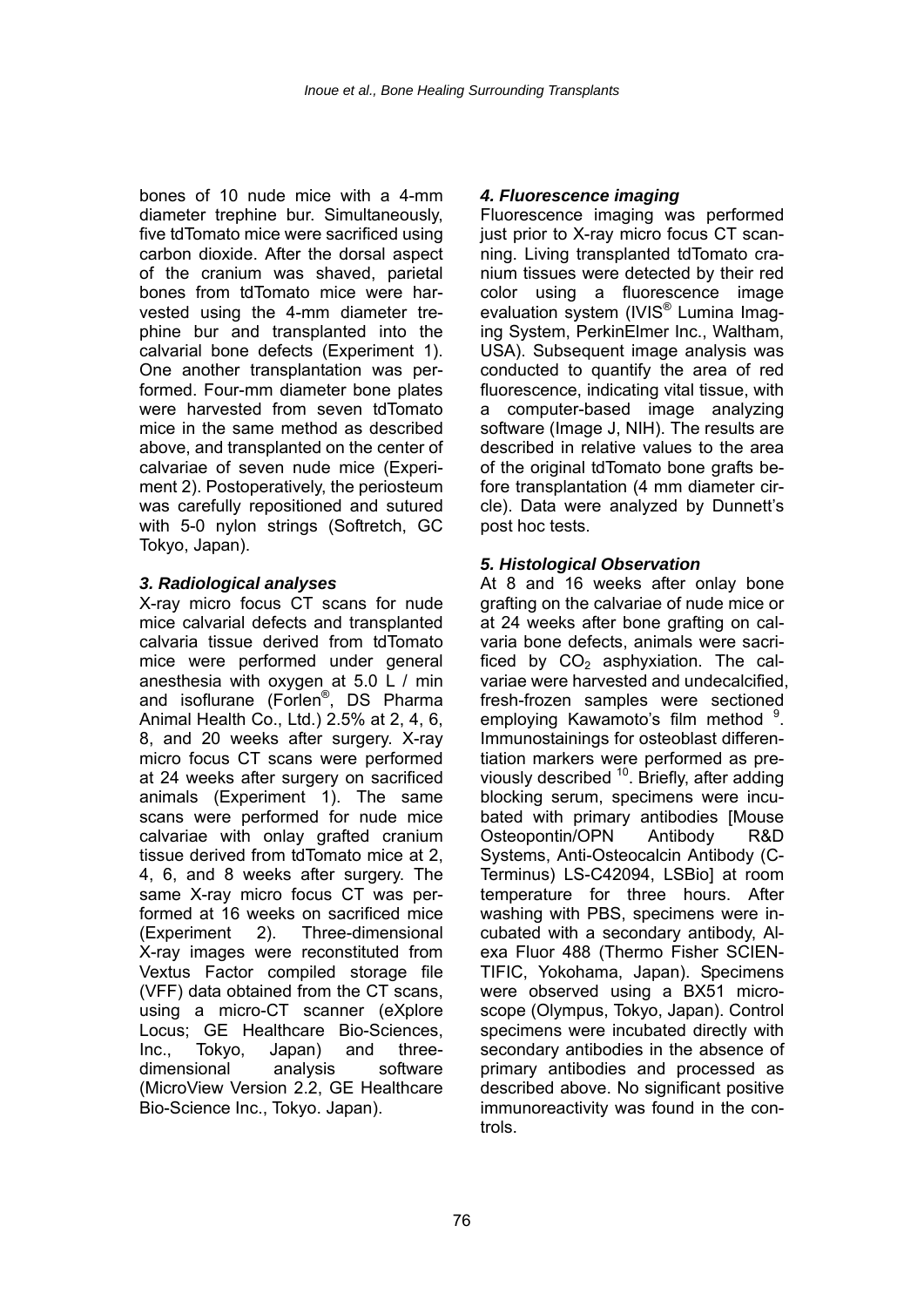bones of 10 nude mice with a 4-mm diameter trephine bur. Simultaneously, five tdTomato mice were sacrificed using carbon dioxide. After the dorsal aspect of the cranium was shaved, parietal bones from tdTomato mice were harvested using the 4-mm diameter trephine bur and transplanted into the calvarial bone defects (Experiment 1). One another transplantation was performed. Four-mm diameter bone plates were harvested from seven tdTomato mice in the same method as described above, and transplanted on the center of calvariae of seven nude mice (Experiment 2). Postoperatively, the periosteum was carefully repositioned and sutured with 5-0 nylon strings (Softretch, GC Tokyo, Japan).

### *3. Radiological analyses*

X-ray micro focus CT scans for nude mice calvarial defects and transplanted calvaria tissue derived from tdTomato mice were performed under general anesthesia with oxygen at 5.0 L / min and isoflurane (Forlen®, DS Pharma Animal Health Co., Ltd.) 2.5% at 2, 4, 6, 8, and 20 weeks after surgery. X-ray micro focus CT scans were performed at 24 weeks after surgery on sacrificed animals (Experiment 1). The same scans were performed for nude mice calvariae with onlay grafted cranium tissue derived from tdTomato mice at 2, 4, 6, and 8 weeks after surgery. The same X-ray micro focus CT was performed at 16 weeks on sacrificed mice (Experiment 2). Three-dimensional X-ray images were reconstituted from Vextus Factor compiled storage file (VFF) data obtained from the CT scans, using a micro-CT scanner (eXplore Locus; GE Healthcare Bio-Sciences, Inc., Tokyo, Japan) and three-dimensional analysis software (MicroView Version 2.2, GE Healthcare Bio-Science Inc., Tokyo. Japan).

### *4. Fluorescence imaging*

Fluorescence imaging was performed just prior to X-ray micro focus CT scanning. Living transplanted tdTomato cranium tissues were detected by their red color using a fluorescence image evaluation system (IVIS® Lumina Imaging System, PerkinElmer Inc., Waltham, USA). Subsequent image analysis was conducted to quantify the area of red fluorescence, indicating vital tissue, with a computer-based image analyzing software (Image J, NIH). The results are described in relative values to the area of the original tdTomato bone grafts before transplantation (4 mm diameter circle). Data were analyzed by Dunnett's post hoc tests.

### *5. Histological Observation*

At 8 and 16 weeks after onlay bone grafting on the calvariae of nude mice or at 24 weeks after bone grafting on calvaria bone defects, animals were sacrificed by $CO_2$ asphyxiation. The calvariae were harvested and undecalcified, fresh-frozen samples were sectioned employing Kawamoto's film method [9]. Immunostainings for osteoblast differentiation markers were performed as previously described [10]. Briefly, after adding blocking serum, specimens were incubated with primary antibodies [Mouse Osteopontin/OPN Antibody R&D Systems, Anti-Osteocalcin Antibody (C-Terminus) LS-C42094, LSBio] at room temperature for three hours. After washing with PBS, specimens were incubated with a secondary antibody, Alexa Fluor 488 (Thermo Fisher SCIENTIFIC, Yokohama, Japan). Specimens were observed using a BX51 microscope (Olympus, Tokyo, Japan). Control specimens were incubated directly with secondary antibodies in the absence of primary antibodies and processed as described above. No significant positive immunoreactivity was found in the controls.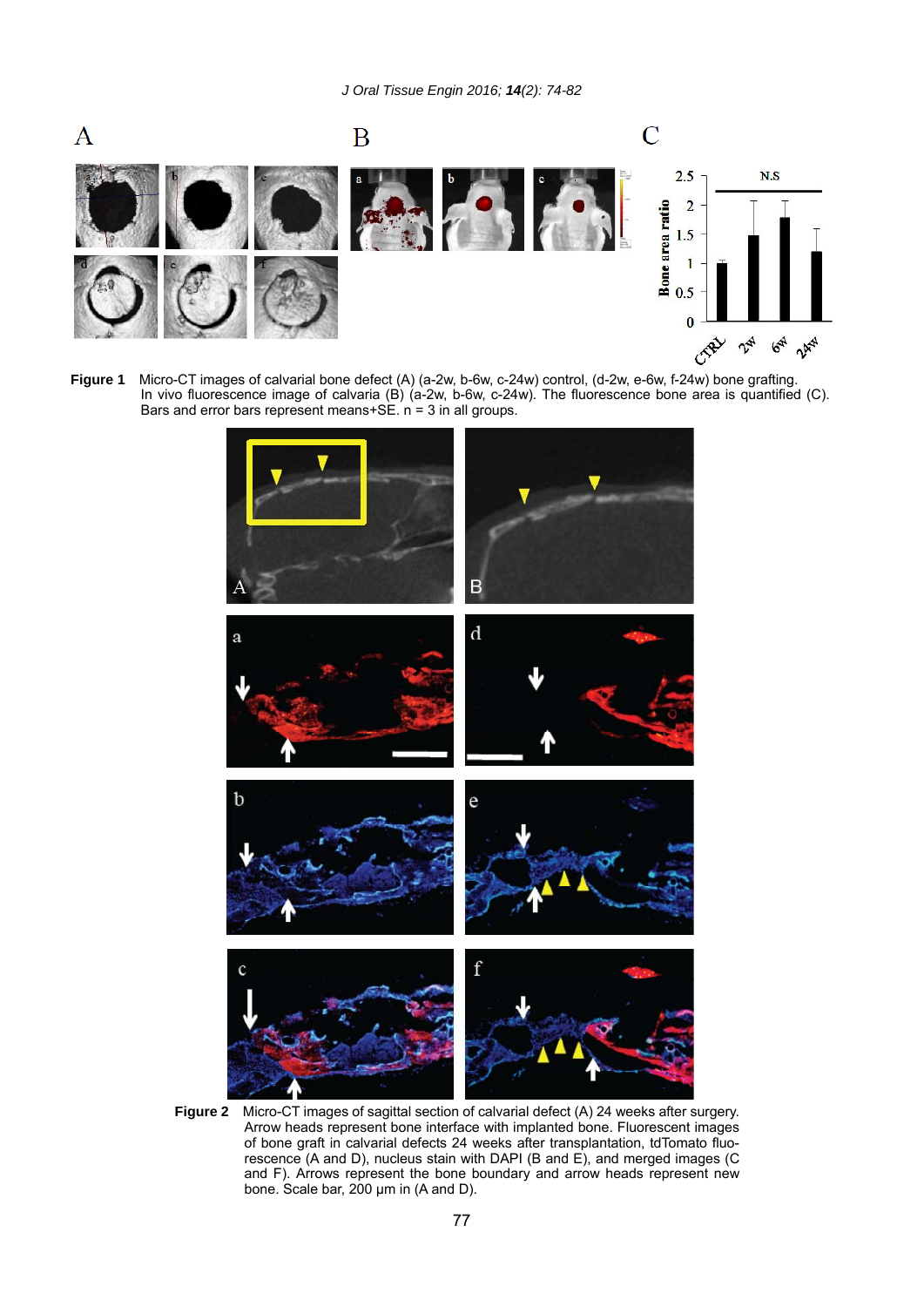**Figure 1** Micro-CT images of calvarial bone defect (A) (a-2w, b-6w, c-24w) control, (d-2w, e-6w, f-24w) bone grafting. In vivo fluorescence image of calvaria (B) (a-2w, b-6w, c-24w). The fluorescence bone area is quantified (C). Bars and error bars represent means+SE. n = 3 in all groups.

**Figure 2** Micro-CT images of sagittal section of calvarial defect (A) 24 weeks after surgery. Arrow heads represent bone interface with implanted bone. Fluorescent images of bone graft in calvarial defects 24 weeks after transplantation, tdTomato fluorescence (A and D), nucleus stain with DAPI (B and E), and merged images (C and F). Arrows represent the bone boundary and arrow heads represent new bone. Scale bar, 200 μm in (A and D).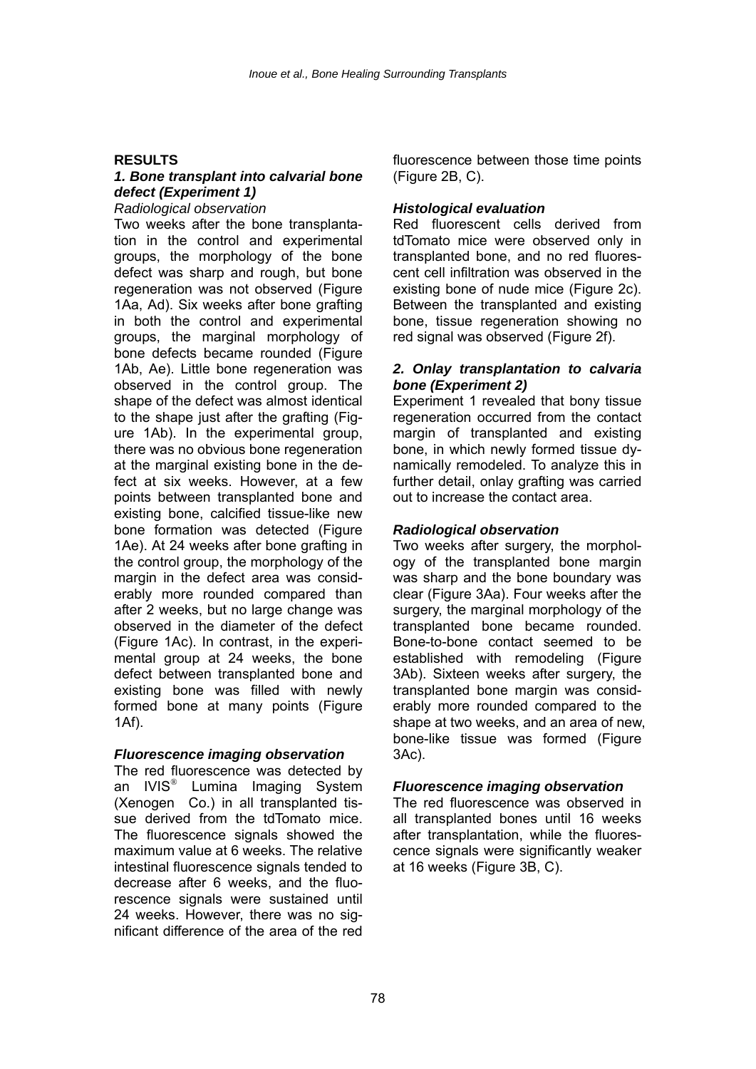## RESULTS

### *1. Bone transplant into calvarial bone defect (Experiment 1)*

*Radiological observation*

Two weeks after the bone transplantation in the control and experimental groups, the morphology of the bone defect was sharp and rough, but bone regeneration was not observed (Figure 1Aa, Ad). Six weeks after bone grafting in both the control and experimental groups, the marginal morphology of bone defects became rounded (Figure 1Ab, Ae). Little bone regeneration was observed in the control group. The shape of the defect was almost identical to the shape just after the grafting (Figure 1Ab). In the experimental group, there was no obvious bone regeneration at the marginal existing bone in the defect at six weeks. However, at a few points between transplanted bone and existing bone, calcified tissue-like new bone formation was detected (Figure 1Ae). At 24 weeks after bone grafting in the control group, the morphology of the margin in the defect area was considerably more rounded compared than after 2 weeks, but no large change was observed in the diameter of the defect (Figure 1Ac). In contrast, in the experimental group at 24 weeks, the bone defect between transplanted bone and existing bone was filled with newly formed bone at many points (Figure 1Af).

#### *Fluorescence imaging observation*

The red fluorescence was detected by an IVIS® Lumina Imaging System (Xenogen Co.) in all transplanted tissue derived from the tdTomato mice. The fluorescence signals showed the maximum value at 6 weeks. The relative intestinal fluorescence signals tended to decrease after 6 weeks, and the fluorescence signals were sustained until 24 weeks. However, there was no significant difference of the area of the red fluorescence between those time points (Figure 2B, C).

#### *Histological evaluation*

Red fluorescent cells derived from tdTomato mice were observed only in transplanted bone, and no red fluorescent cell infiltration was observed in the existing bone of nude mice (Figure 2c). Between the transplanted and existing bone, tissue regeneration showing no red signal was observed (Figure 2f).

### *2. Onlay transplantation to calvaria bone (Experiment 2)*

Experiment 1 revealed that bony tissue regeneration occurred from the contact margin of transplanted and existing bone, in which newly formed tissue dynamically remodeled. To analyze this in further detail, onlay grafting was carried out to increase the contact area.

#### *Radiological observation*

Two weeks after surgery, the morphology of the transplanted bone margin was sharp and the bone boundary was clear (Figure 3Aa). Four weeks after the surgery, the marginal morphology of the transplanted bone became rounded. Bone-to-bone contact seemed to be established with remodeling (Figure 3Ab). Sixteen weeks after surgery, the transplanted bone margin was considerably more rounded compared to the shape at two weeks, and an area of new, bone-like tissue was formed (Figure 3Ac).

#### *Fluorescence imaging observation*

The red fluorescence was observed in all transplanted bones until 16 weeks after transplantation, while the fluorescence signals were significantly weaker at 16 weeks (Figure 3B, C).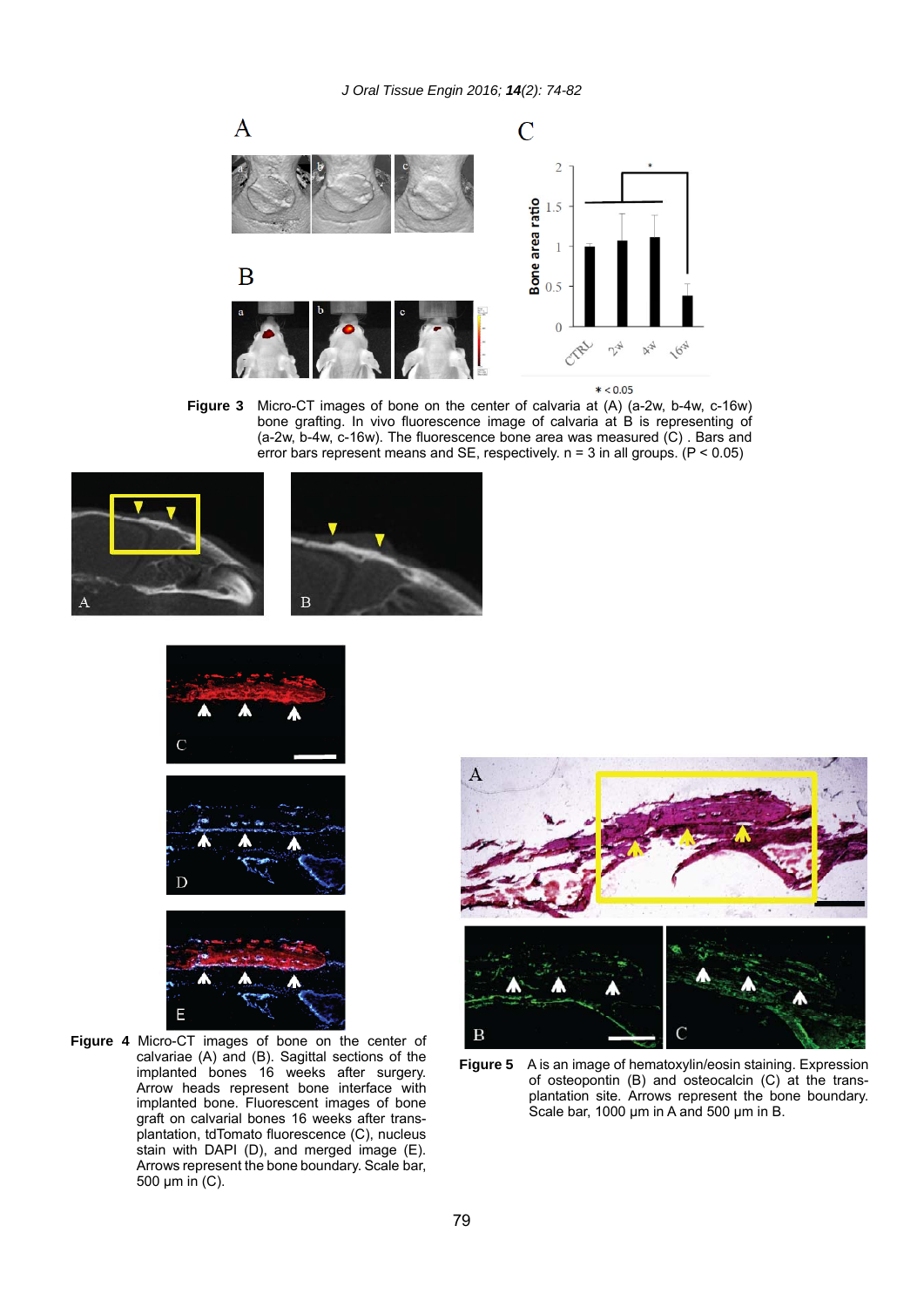**Figure 3** Micro-CT images of bone on the center of calvaria at (A) (a-2w, b-4w, c-16w) bone grafting. In vivo fluorescence image of calvaria at B is representing of (a-2w, b-4w, c-16w). The fluorescence bone area was measured (C) . Bars and error bars represent means and SE, respectively. n = 3 in all groups. ($P < 0.05$)

**Figure 4** Micro-CT images of bone on the center of calvariae (A) and (B). Sagittal sections of the implanted bones 16 weeks after surgery. Arrow heads represent bone interface with implanted bone. Fluorescent images of bone graft on calvarial bones 16 weeks after transplantation, tdTomato fluorescence (C), nucleus stain with DAPI (D), and merged image (E). Arrows represent the bone boundary. Scale bar, 500 μm in (C).

**Figure 5** A is an image of hematoxylin/eosin staining. Expression of osteopontin (B) and osteocalcin (C) at the transplantation site. Arrows represent the bone boundary. Scale bar, 1000 μm in A and 500 μm in B.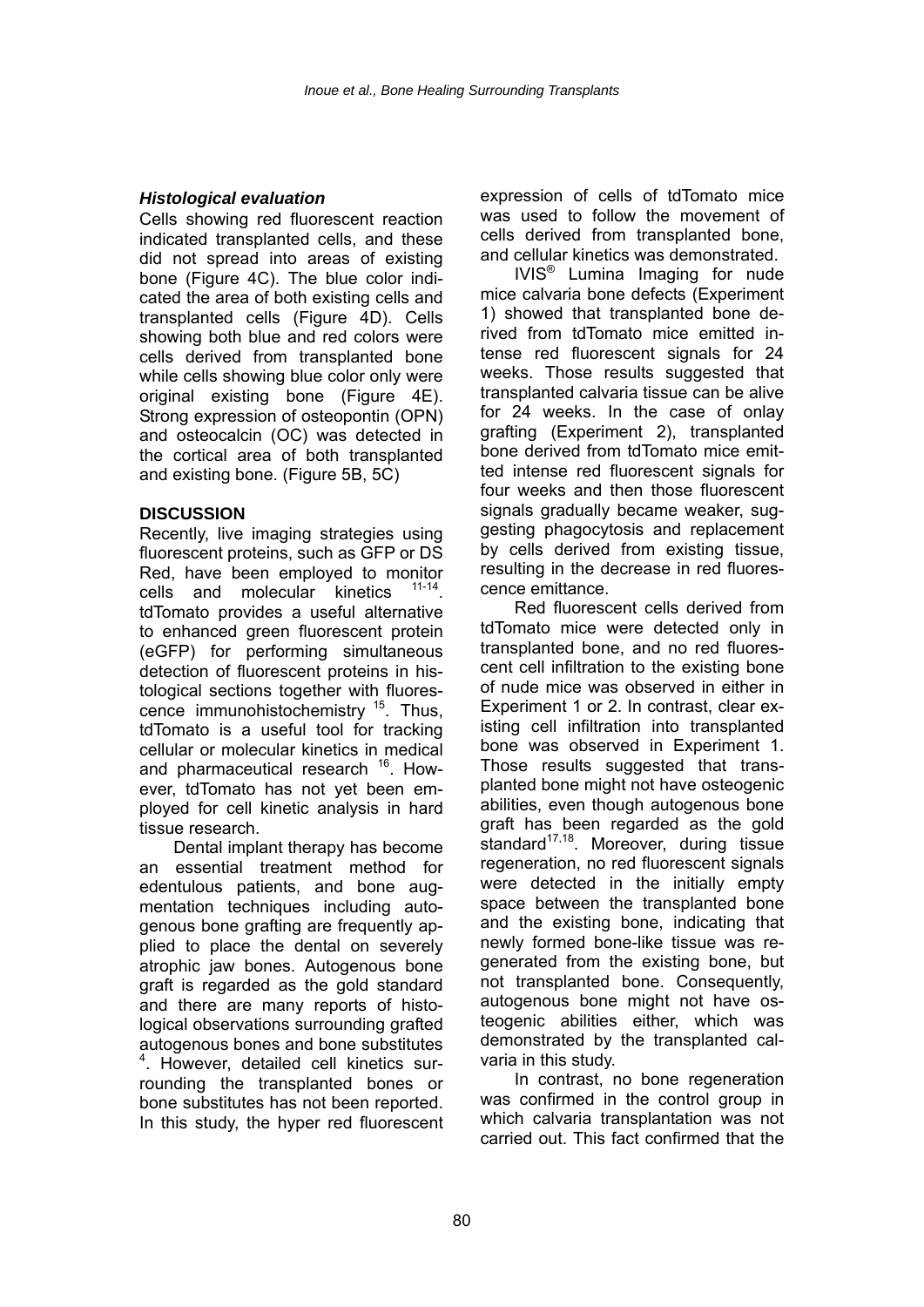### *Histological evaluation*

Cells showing red fluorescent reaction indicated transplanted cells, and these did not spread into areas of existing bone (Figure 4C). The blue color indicated the area of both existing cells and transplanted cells (Figure 4D). Cells showing both blue and red colors were cells derived from transplanted bone while cells showing blue color only were original existing bone (Figure 4E). Strong expression of osteopontin (OPN) and osteocalcin (OC) was detected in the cortical area of both transplanted and existing bone. (Figure 5B, 5C)

## DISCUSSION

Recently, live imaging strategies using fluorescent proteins, such as GFP or DS Red, have been employed to monitor cells and molecular kinetics [11-14]. tdTomato provides a useful alternative to enhanced green fluorescent protein (eGFP) for performing simultaneous detection of fluorescent proteins in histological sections together with fluorescence immunohistochemistry [15]. Thus, tdTomato is a useful tool for tracking cellular or molecular kinetics in medical and pharmaceutical research [16]. However, tdTomato has not yet been employed for cell kinetic analysis in hard tissue research.

Dental implant therapy has become an essential treatment method for edentulous patients, and bone augmentation techniques including autogenous bone grafting are frequently applied to place the dental on severely atrophic jaw bones. Autogenous bone graft is regarded as the gold standard and there are many reports of histological observations surrounding grafted autogenous bones and bone substitutes [4]. However, detailed cell kinetics surrounding the transplanted bones or bone substitutes has not been reported. In this study, the hyper red fluorescent expression of cells of tdTomato mice was used to follow the movement of cells derived from transplanted bone, and cellular kinetics was demonstrated.

IVIS® Lumina Imaging for nude mice calvaria bone defects (Experiment 1) showed that transplanted bone derived from tdTomato mice emitted intense red fluorescent signals for 24 weeks. Those results suggested that transplanted calvaria tissue can be alive for 24 weeks. In the case of onlay grafting (Experiment 2), transplanted bone derived from tdTomato mice emitted intense red fluorescent signals for four weeks and then those fluorescent signals gradually became weaker, suggesting phagocytosis and replacement by cells derived from existing tissue, resulting in the decrease in red fluorescence emittance.

Red fluorescent cells derived from tdTomato mice were detected only in transplanted bone, and no red fluorescent cell infiltration to the existing bone of nude mice was observed in either in Experiment 1 or 2. In contrast, clear existing cell infiltration into transplanted bone was observed in Experiment 1. Those results suggested that transplanted bone might not have osteogenic abilities, even though autogenous bone graft has been regarded as the gold standard[17,18]. Moreover, during tissue regeneration, no red fluorescent signals were detected in the initially empty space between the transplanted bone and the existing bone, indicating that newly formed bone-like tissue was regenerated from the existing bone, but not transplanted bone. Consequently, autogenous bone might not have osteogenic abilities either, which was demonstrated by the transplanted calvaria in this study.

In contrast, no bone regeneration was confirmed in the control group in which calvaria transplantation was not carried out. This fact confirmed that the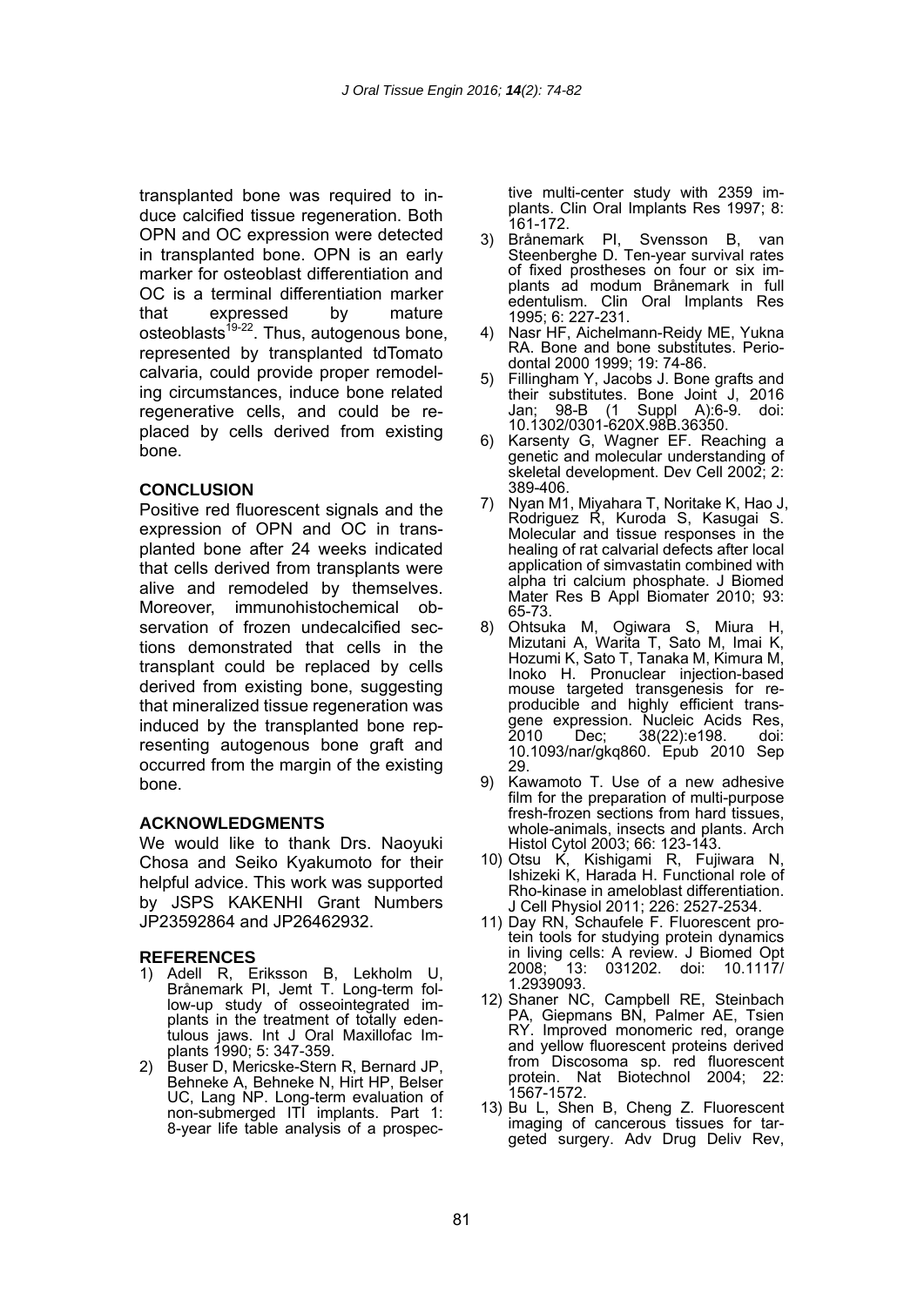transplanted bone was required to induce calcified tissue regeneration. Both OPN and OC expression were detected in transplanted bone. OPN is an early marker for osteoblast differentiation and OC is a terminal differentiation marker that expressed by mature osteoblasts[19-22]. Thus, autogenous bone, represented by transplanted tdTomato calvaria, could provide proper remodeling circumstances, induce bone related regenerative cells, and could be replaced by cells derived from existing bone.

## CONCLUSION

Positive red fluorescent signals and the expression of OPN and OC in transplanted bone after 24 weeks indicated that cells derived from transplants were alive and remodeled by themselves. Moreover, immunohistochemical observation of frozen undecalcified sections demonstrated that cells in the transplant could be replaced by cells derived from existing bone, suggesting that mineralized tissue regeneration was induced by the transplanted bone representing autogenous bone graft and occurred from the margin of the existing bone.

## ACKNOWLEDGMENTS

We would like to thank Drs. Naoyuki Chosa and Seiko Kyakumoto for their helpful advice. This work was supported by JSPS KAKENHI Grant Numbers JP23592864 and JP26462932.

## REFERENCES

1) Adell R, Eriksson B, Lekholm U, Brånemark PI, Jemt T. Long-term follow-up study of osseointegrated implants in the treatment of totally edentulous jaws. Int J Oral Maxillofac Implants 1990; 5: 347-359.
2) Buser D, Mericske-Stern R, Bernard JP, Behneke A, Behneke N, Hirt HP, Belser UC, Lang NP. Long-term evaluation of non-submerged ITI implants. Part 1: 8-year life table analysis of a prospective multi-center study with 2359 implants. Clin Oral Implants Res 1997; 8: 161-172.
3) Brånemark PI, Svensson B, van Steenberghe D. Ten-year survival rates of fixed prostheses on four or six implants ad modum Brånemark in full edentulism. Clin Oral Implants Res 1995; 6: 227-231.
4) Nasr HF, Aichelmann-Reidy ME, Yukna RA. Bone and bone substitutes. Periodontal 2000 1999; 19: 74-86.
5) Fillingham Y, Jacobs J. Bone grafts and their substitutes. Bone Joint J, 2016 Jan; 98-B (1 Suppl A):6-9. doi: 10.1302/0301-620X.98B.36350.
6) Karsenty G, Wagner EF. Reaching a genetic and molecular understanding of skeletal development. Dev Cell 2002; 2: 389-406.
7) Nyan M1, Miyahara T, Noritake K, Hao J, Rodriguez R, Kuroda S, Kasugai S. Molecular and tissue responses in the healing of rat calvarial defects after local application of simvastatin combined with alpha tri calcium phosphate. J Biomed Mater Res B Appl Biomater 2010; 93: 65-73.
8) Ohtsuka M, Ogiwara S, Miura H, Mizutani A, Warita T, Sato M, Imai K, Hozumi K, Sato T, Tanaka M, Kimura M, Inoko H. Pronuclear injection-based mouse targeted transgenesis for reproducible and highly efficient transgene expression. Nucleic Acids Res, 2010 Dec; 38(22):e198. doi: 10.1093/nar/gkq860. Epub 2010 Sep 29.
9) Kawamoto T. Use of a new adhesive film for the preparation of multi-purpose fresh-frozen sections from hard tissues, whole-animals, insects and plants. Arch Histol Cytol 2003; 66: 123-143.
10) Otsu K, Kishigami R, Fujiwara N, Ishizeki K, Harada H. Functional role of Rho-kinase in ameloblast differentiation. J Cell Physiol 2011; 226: 2527-2534.
11) Day RN, Schaufele F. Fluorescent protein tools for studying protein dynamics in living cells: A review. J Biomed Opt 2008; 13: 031202. doi: 10.1117/1.2939093.
12) Shaner NC, Campbell RE, Steinbach PA, Giepmans BN, Palmer AE, Tsien RY. Improved monomeric red, orange and yellow fluorescent proteins derived from Discosoma sp. red fluorescent protein. Nat Biotechnol 2004; 22: 1567-1572.
13) Bu L, Shen B, Cheng Z. Fluorescent imaging of cancerous tissues for targeted surgery. Adv Drug Deliv Rev,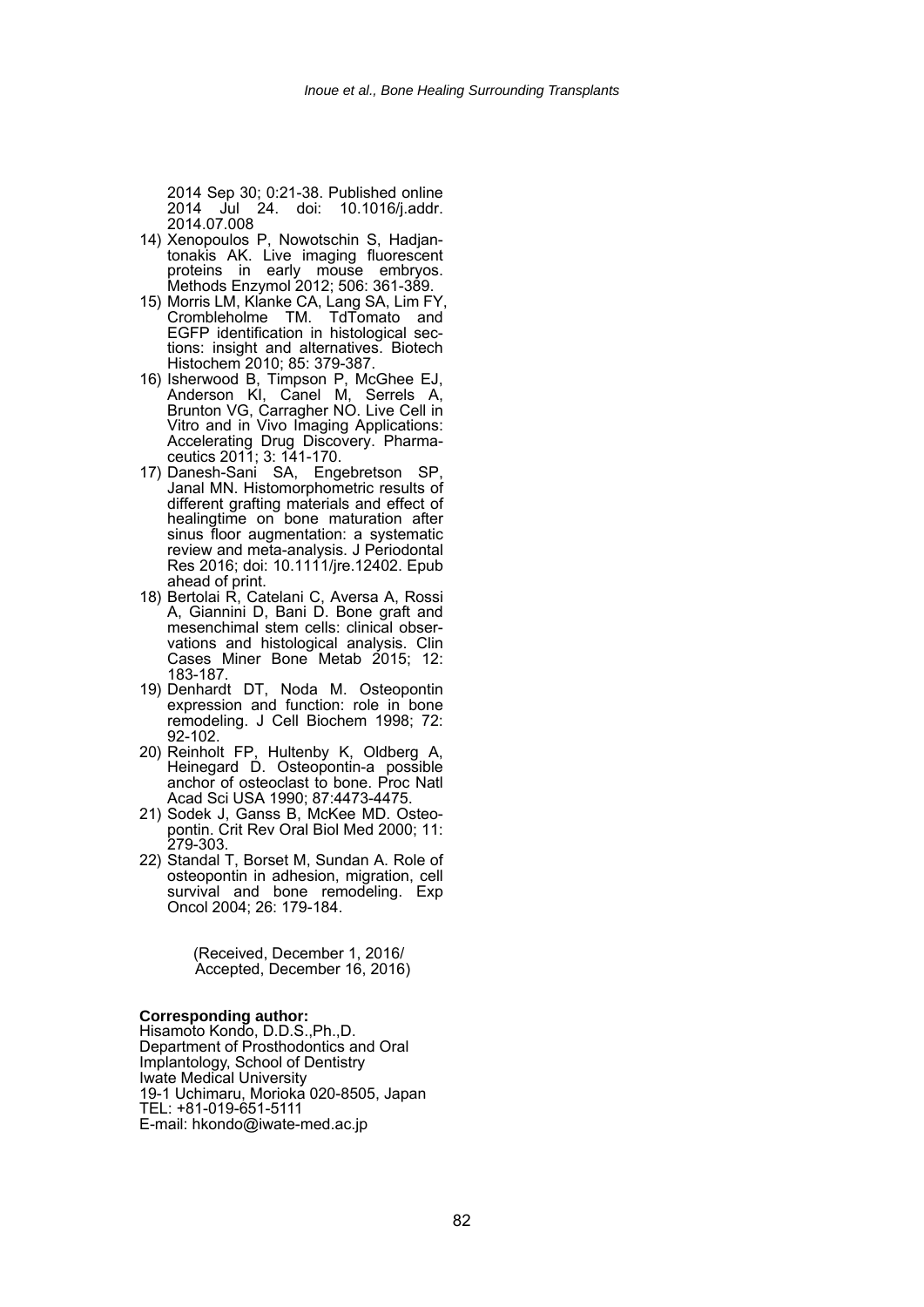2014 Sep 30; 0:21-38. Published online 2014 Jul 24. doi: 10.1016/j.addr.2014.07.008

14) Xenopoulos P, Nowotschin S, Hadjantonakis AK. Live imaging fluorescent proteins in early mouse embryos. Methods Enzymol 2012; 506: 361-389.
15) Morris LM, Klanke CA, Lang SA, Lim FY, Crombleholme TM. TdTomato and EGFP identification in histological sections: insight and alternatives. Biotech Histochem 2010; 85: 379-387.
16) Isherwood B, Timpson P, McGhee EJ, Anderson KI, Canel M, Serrels A, Brunton VG, Carragher NO. Live Cell in Vitro and in Vivo Imaging Applications: Accelerating Drug Discovery. Pharmaceutics 2011; 3: 141-170.
17) Danesh-Sani SA, Engebretson SP, Janal MN. Histomorphometric results of different grafting materials and effect of healingtime on bone maturation after sinus floor augmentation: a systematic review and meta-analysis. J Periodontal Res 2016; doi: 10.1111/jre.12402. Epub ahead of print.
18) Bertolai R, Catelani C, Aversa A, Rossi A, Giannini D, Bani D. Bone graft and mesenchimal stem cells: clinical observations and histological analysis. Clin Cases Miner Bone Metab 2015; 12: 183-187.
19) Denhardt DT, Noda M. Osteopontin expression and function: role in bone remodeling. J Cell Biochem 1998; 72: 92-102.
20) Reinholt FP, Hultenby K, Oldberg A, Heinegard D. Osteopontin-a possible anchor of osteoclast to bone. Proc Natl Acad Sci USA 1990; 87:4473-4475.
21) Sodek J, Ganss B, McKee MD. Osteopontin. Crit Rev Oral Biol Med 2000; 11: 279-303.
22) Standal T, Borset M, Sundan A. Role of osteopontin in adhesion, migration, cell survival and bone remodeling. Exp Oncol 2004; 26: 179-184.

(Received, December 1, 2016/ Accepted, December 16, 2016)

**Corresponding author:**
Hisamoto Kondo, D.D.S.,Ph.,D.
Department of Prosthodontics and Oral Implantology, School of Dentistry
Iwate Medical University
19-1 Uchimaru, Morioka 020-8505, Japan
TEL: +81-019-651-5111
E-mail: hkondo@iwate-med.ac.jp